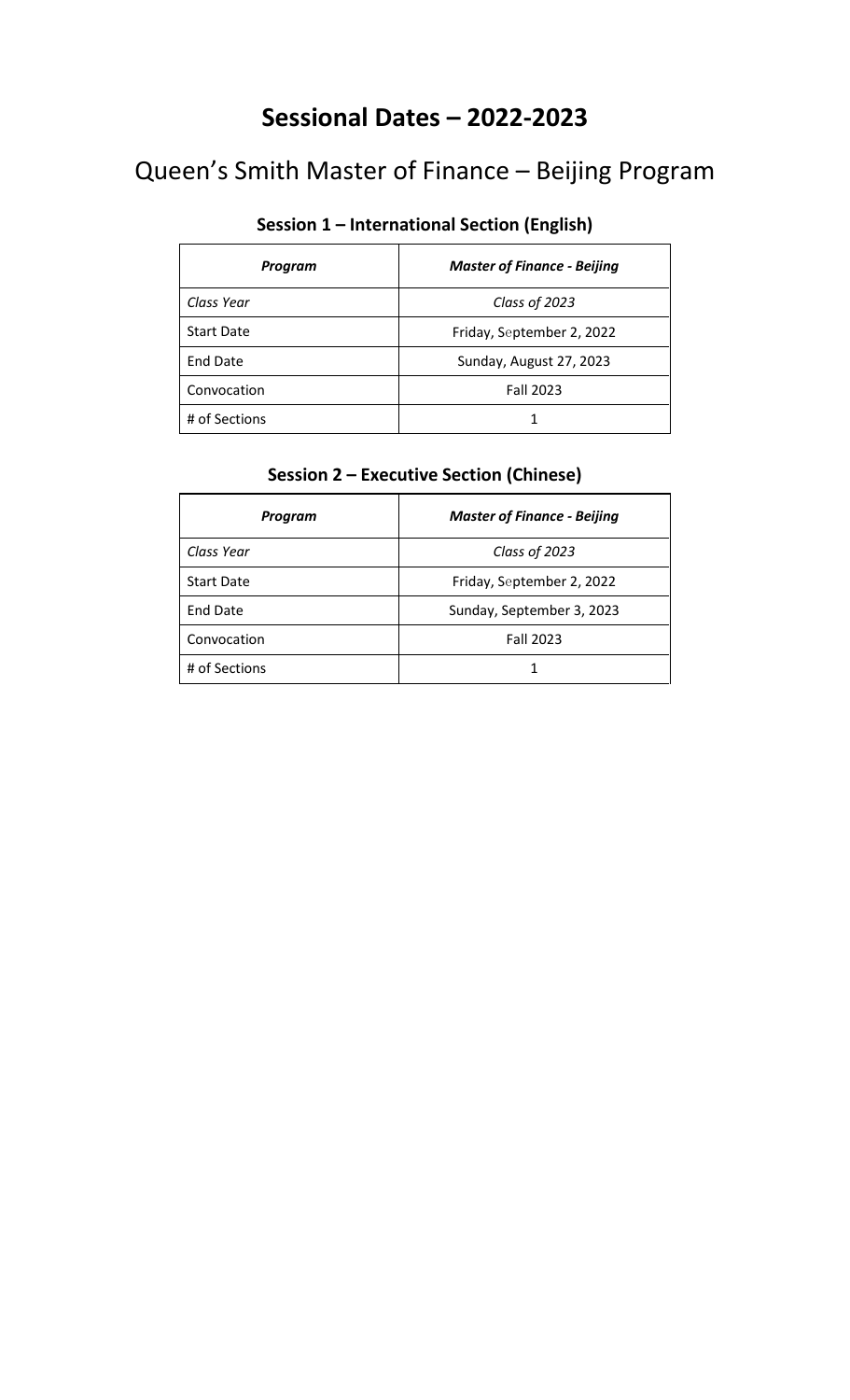# Sessional Dates – 2022-2023

## Queen's Smith Master of Finance – Beijing Program

### Session 1 – International Section (English)

| *Program* | *Master of Finance - Beijing* |
|---|---|
| *Class Year* | *Class of 2023* |
| Start Date | Friday, September 2, 2022 |
| End Date | Sunday, August 27, 2023 |
| Convocation | Fall 2023 |
| # of Sections | 1 |

### Session 2 – Executive Section (Chinese)

| *Program* | *Master of Finance - Beijing* |
|---|---|
| *Class Year* | *Class of 2023* |
| Start Date | Friday, September 2, 2022 |
| End Date | Sunday, September 3, 2023 |
| Convocation | Fall 2023 |
| # of Sections | 1 |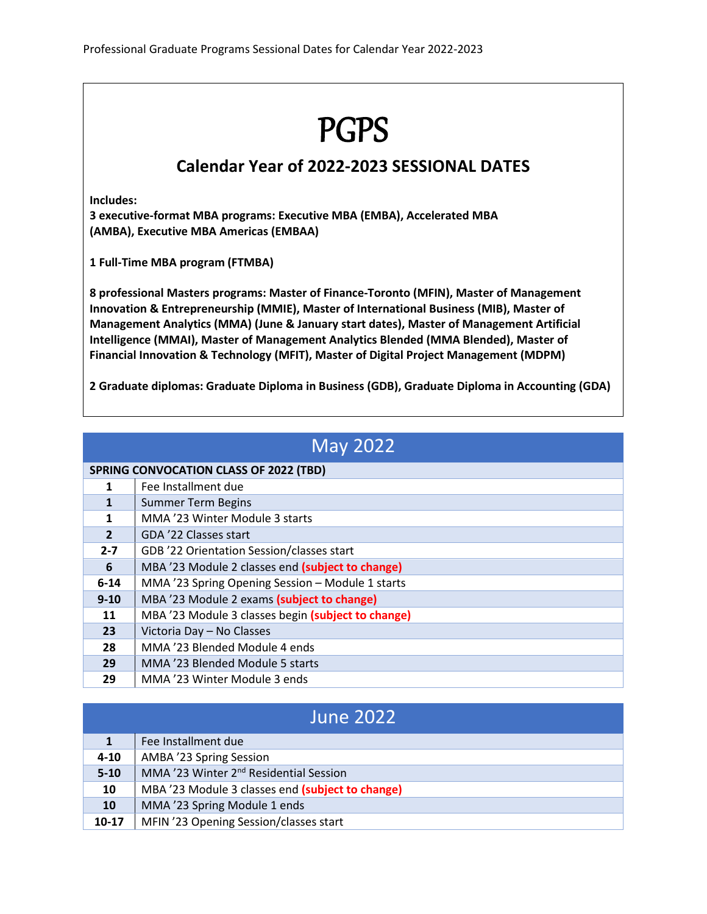Professional Graduate Programs Sessional Dates for Calendar Year 2022-2023

# PGPS

## Calendar Year of 2022-2023 SESSIONAL DATES

**Includes:**
**3 executive-format MBA programs: Executive MBA (EMBA), Accelerated MBA (AMBA), Executive MBA Americas (EMBAA)**

**1 Full-Time MBA program (FTMBA)**

**8 professional Masters programs: Master of Finance-Toronto (MFIN), Master of Management Innovation & Entrepreneurship (MMIE), Master of International Business (MIB), Master of Management Analytics (MMA) (June & January start dates), Master of Management Artificial Intelligence (MMAI), Master of Management Analytics Blended (MMA Blended), Master of Financial Innovation & Technology (MFIT), Master of Digital Project Management (MDPM)**

**2 Graduate diplomas: Graduate Diploma in Business (GDB), Graduate Diploma in Accounting (GDA)**

## May 2022

| **SPRING CONVOCATION CLASS OF 2022 (TBD)** | |
|---|---|
| **1** | Fee Installment due |
| **1** | Summer Term Begins |
| **1** | MMA '23 Winter Module 3 starts |
| **2** | GDA '22 Classes start |
| **2-7** | GDB '22 Orientation Session/classes start |
| **6** | MBA '23 Module 2 classes end **(subject to change)** |
| **6-14** | MMA '23 Spring Opening Session – Module 1 starts |
| **9-10** | MBA '23 Module 2 exams **(subject to change)** |
| **11** | MBA '23 Module 3 classes begin **(subject to change)** |
| **23** | Victoria Day – No Classes |
| **28** | MMA '23 Blended Module 4 ends |
| **29** | MMA '23 Blended Module 5 starts |
| **29** | MMA '23 Winter Module 3 ends |

## June 2022

| | |
|---|---|
| **1** | Fee Installment due |
| **4-10** | AMBA '23 Spring Session |
| **5-10** | MMA '23 Winter 2nd Residential Session |
| **10** | MBA '23 Module 3 classes end **(subject to change)** |
| **10** | MMA '23 Spring Module 1 ends |
| **10-17** | MFIN '23 Opening Session/classes start |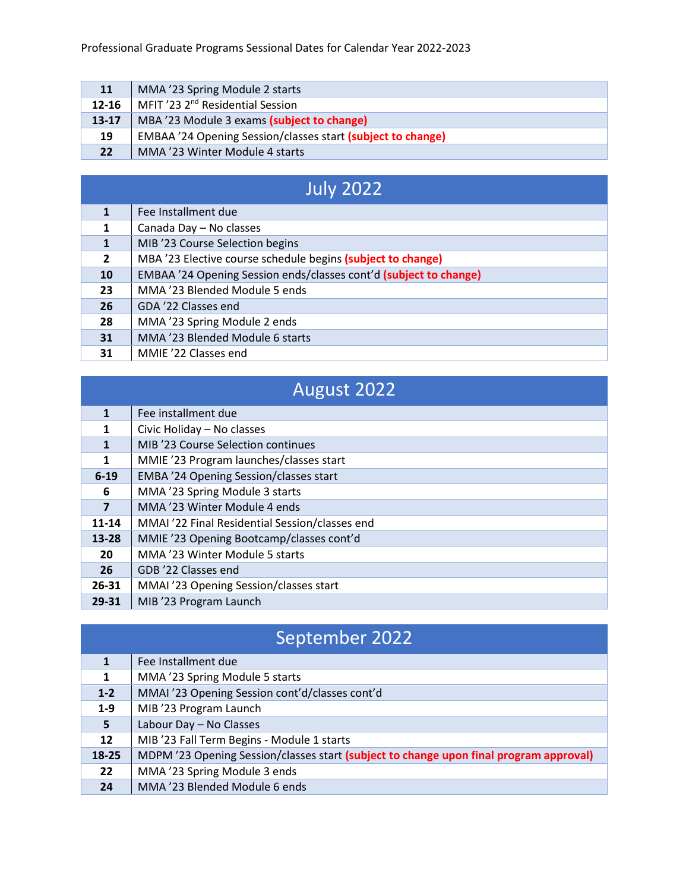| | |
|---|---|
| 11 | MMA ’23 Spring Module 2 starts |
| 12-16 | MFIT ’23 2nd Residential Session |
| 13-17 | MBA ’23 Module 3 exams **(subject to change)** |
| 19 | EMBAA ’24 Opening Session/classes start **(subject to change)** |
| 22 | MMA ’23 Winter Module 4 starts |

## July 2022

| | |
|---|---|
| 1 | Fee Installment due |
| 1 | Canada Day – No classes |
| 1 | MIB ’23 Course Selection begins |
| 2 | MBA ’23 Elective course schedule begins **(subject to change)** |
| 10 | EMBAA ’24 Opening Session ends/classes cont’d **(subject to change)** |
| 23 | MMA ’23 Blended Module 5 ends |
| 26 | GDA ’22 Classes end |
| 28 | MMA ’23 Spring Module 2 ends |
| 31 | MMA ’23 Blended Module 6 starts |
| 31 | MMIE ’22 Classes end |

## August 2022

| | |
|---|---|
| 1 | Fee installment due |
| 1 | Civic Holiday – No classes |
| 1 | MIB ’23 Course Selection continues |
| 1 | MMIE ’23 Program launches/classes start |
| 6-19 | EMBA ’24 Opening Session/classes start |
| 6 | MMA ’23 Spring Module 3 starts |
| 7 | MMA ’23 Winter Module 4 ends |
| 11-14 | MMAI ’22 Final Residential Session/classes end |
| 13-28 | MMIE ’23 Opening Bootcamp/classes cont’d |
| 20 | MMA ’23 Winter Module 5 starts |
| 26 | GDB ’22 Classes end |
| 26-31 | MMAI ’23 Opening Session/classes start |
| 29-31 | MIB ’23 Program Launch |

## September 2022

| | |
|---|---|
| 1 | Fee Installment due |
| 1 | MMA ’23 Spring Module 5 starts |
| 1-2 | MMAI ’23 Opening Session cont’d/classes cont’d |
| 1-9 | MIB ’23 Program Launch |
| 5 | Labour Day – No Classes |
| 12 | MIB ’23 Fall Term Begins - Module 1 starts |
| 18-25 | MDPM ’23 Opening Session/classes start **(subject to change upon final program approval)** |
| 22 | MMA ’23 Spring Module 3 ends |
| 24 | MMA ’23 Blended Module 6 ends |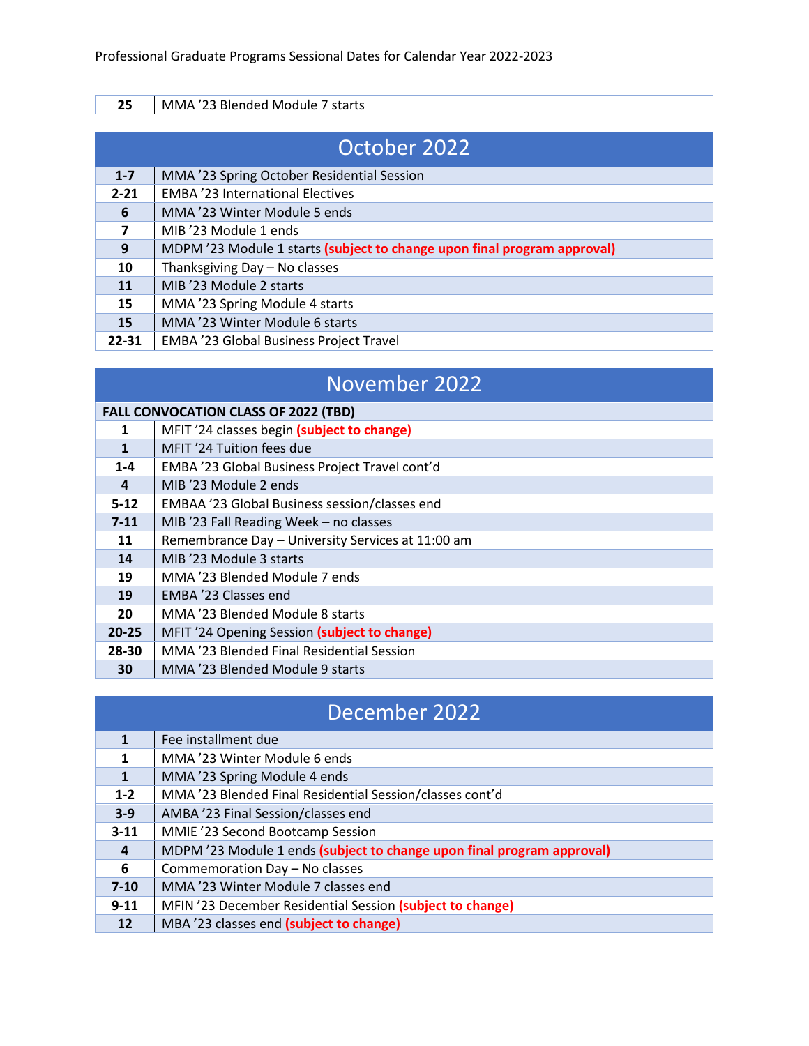| 25 | MMA '23 Blended Module 7 starts |
|---|---|

## October 2022

| | |
|---|---|
| 1-7 | MMA '23 Spring October Residential Session |
| 2-21 | EMBA '23 International Electives |
| 6 | MMA '23 Winter Module 5 ends |
| 7 | MIB '23 Module 1 ends |
| 9 | MDPM '23 Module 1 starts **(subject to change upon final program approval)** |
| 10 | Thanksgiving Day – No classes |
| 11 | MIB '23 Module 2 starts |
| 15 | MMA '23 Spring Module 4 starts |
| 15 | MMA '23 Winter Module 6 starts |
| 22-31 | EMBA '23 Global Business Project Travel |

## November 2022

| | |
|---|---|
| **FALL CONVOCATION CLASS OF 2022 (TBD)** | |
| 1 | MFIT '24 classes begin **(subject to change)** |
| 1 | MFIT '24 Tuition fees due |
| 1-4 | EMBA '23 Global Business Project Travel cont'd |
| 4 | MIB '23 Module 2 ends |
| 5-12 | EMBAA '23 Global Business session/classes end |
| 7-11 | MIB '23 Fall Reading Week – no classes |
| 11 | Remembrance Day – University Services at 11:00 am |
| 14 | MIB '23 Module 3 starts |
| 19 | MMA '23 Blended Module 7 ends |
| 19 | EMBA '23 Classes end |
| 20 | MMA '23 Blended Module 8 starts |
| 20-25 | MFIT '24 Opening Session **(subject to change)** |
| 28-30 | MMA '23 Blended Final Residential Session |
| 30 | MMA '23 Blended Module 9 starts |

## December 2022

| | |
|---|---|
| 1 | Fee installment due |
| 1 | MMA '23 Winter Module 6 ends |
| 1 | MMA '23 Spring Module 4 ends |
| 1-2 | MMA '23 Blended Final Residential Session/classes cont'd |
| 3-9 | AMBA '23 Final Session/classes end |
| 3-11 | MMIE '23 Second Bootcamp Session |
| 4 | MDPM '23 Module 1 ends **(subject to change upon final program approval)** |
| 6 | Commemoration Day – No classes |
| 7-10 | MMA '23 Winter Module 7 classes end |
| 9-11 | MFIN '23 December Residential Session **(subject to change)** |
| 12 | MBA '23 classes end **(subject to change)** |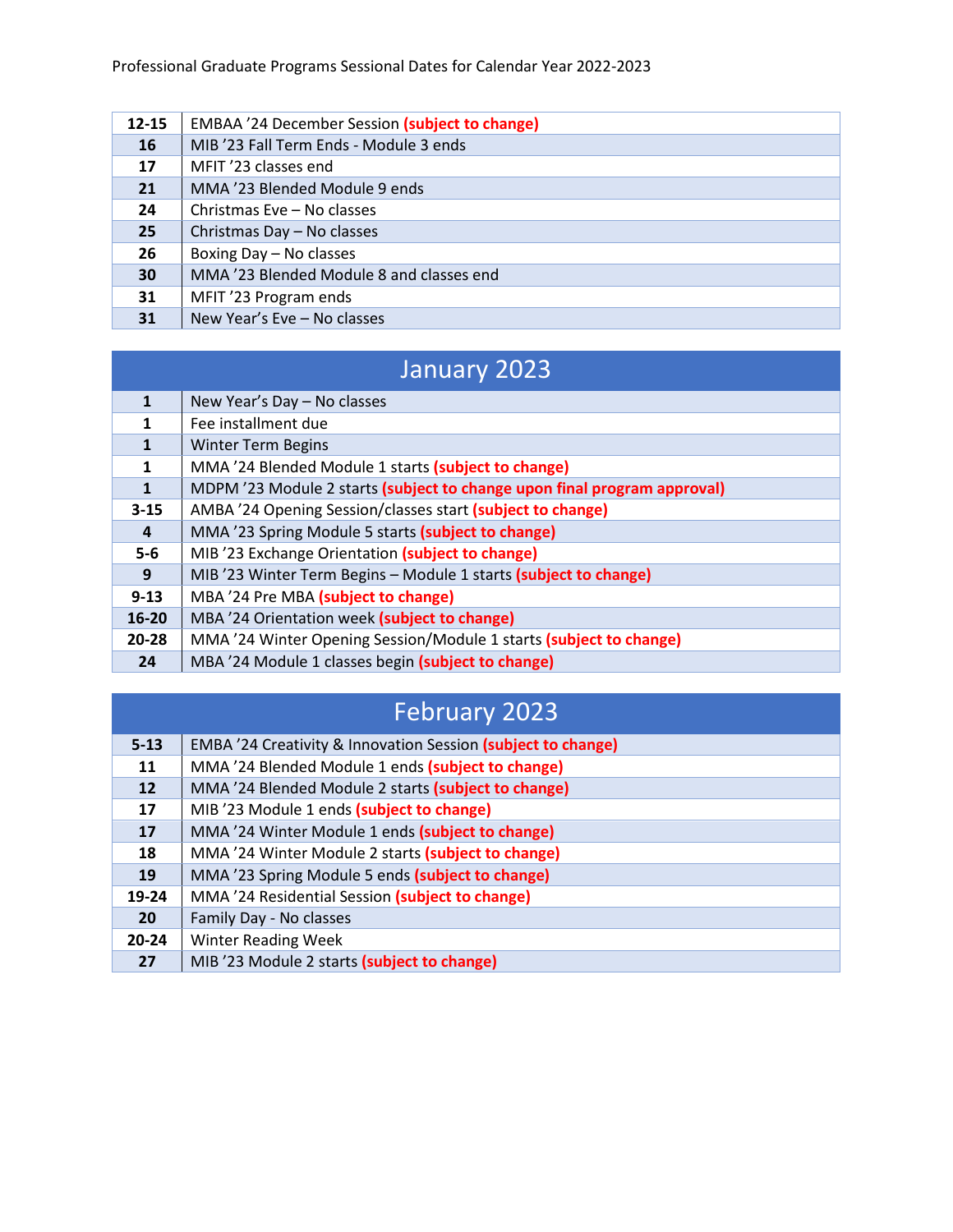| | |
|---|---|
| **12-15** | EMBAA '24 December Session **(subject to change)** |
| **16** | MIB '23 Fall Term Ends - Module 3 ends |
| **17** | MFIT '23 classes end |
| **21** | MMA '23 Blended Module 9 ends |
| **24** | Christmas Eve – No classes |
| **25** | Christmas Day – No classes |
| **26** | Boxing Day – No classes |
| **30** | MMA '23 Blended Module 8 and classes end |
| **31** | MFIT '23 Program ends |
| **31** | New Year's Eve – No classes |

## January 2023

| | |
|---|---|
| **1** | New Year's Day – No classes |
| **1** | Fee installment due |
| **1** | Winter Term Begins |
| **1** | MMA '24 Blended Module 1 starts **(subject to change)** |
| **1** | MDPM '23 Module 2 starts **(subject to change upon final program approval)** |
| **3-15** | AMBA '24 Opening Session/classes start **(subject to change)** |
| **4** | MMA '23 Spring Module 5 starts **(subject to change)** |
| **5-6** | MIB '23 Exchange Orientation **(subject to change)** |
| **9** | MIB '23 Winter Term Begins – Module 1 starts **(subject to change)** |
| **9-13** | MBA '24 Pre MBA **(subject to change)** |
| **16-20** | MBA '24 Orientation week **(subject to change)** |
| **20-28** | MMA '24 Winter Opening Session/Module 1 starts **(subject to change)** |
| **24** | MBA '24 Module 1 classes begin **(subject to change)** |

## February 2023

| | |
|---|---|
| **5-13** | EMBA '24 Creativity & Innovation Session **(subject to change)** |
| **11** | MMA '24 Blended Module 1 ends **(subject to change)** |
| **12** | MMA '24 Blended Module 2 starts **(subject to change)** |
| **17** | MIB '23 Module 1 ends **(subject to change)** |
| **17** | MMA '24 Winter Module 1 ends **(subject to change)** |
| **18** | MMA '24 Winter Module 2 starts **(subject to change)** |
| **19** | MMA '23 Spring Module 5 ends **(subject to change)** |
| **19-24** | MMA '24 Residential Session **(subject to change)** |
| **20** | Family Day - No classes |
| **20-24** | Winter Reading Week |
| **27** | MIB '23 Module 2 starts **(subject to change)** |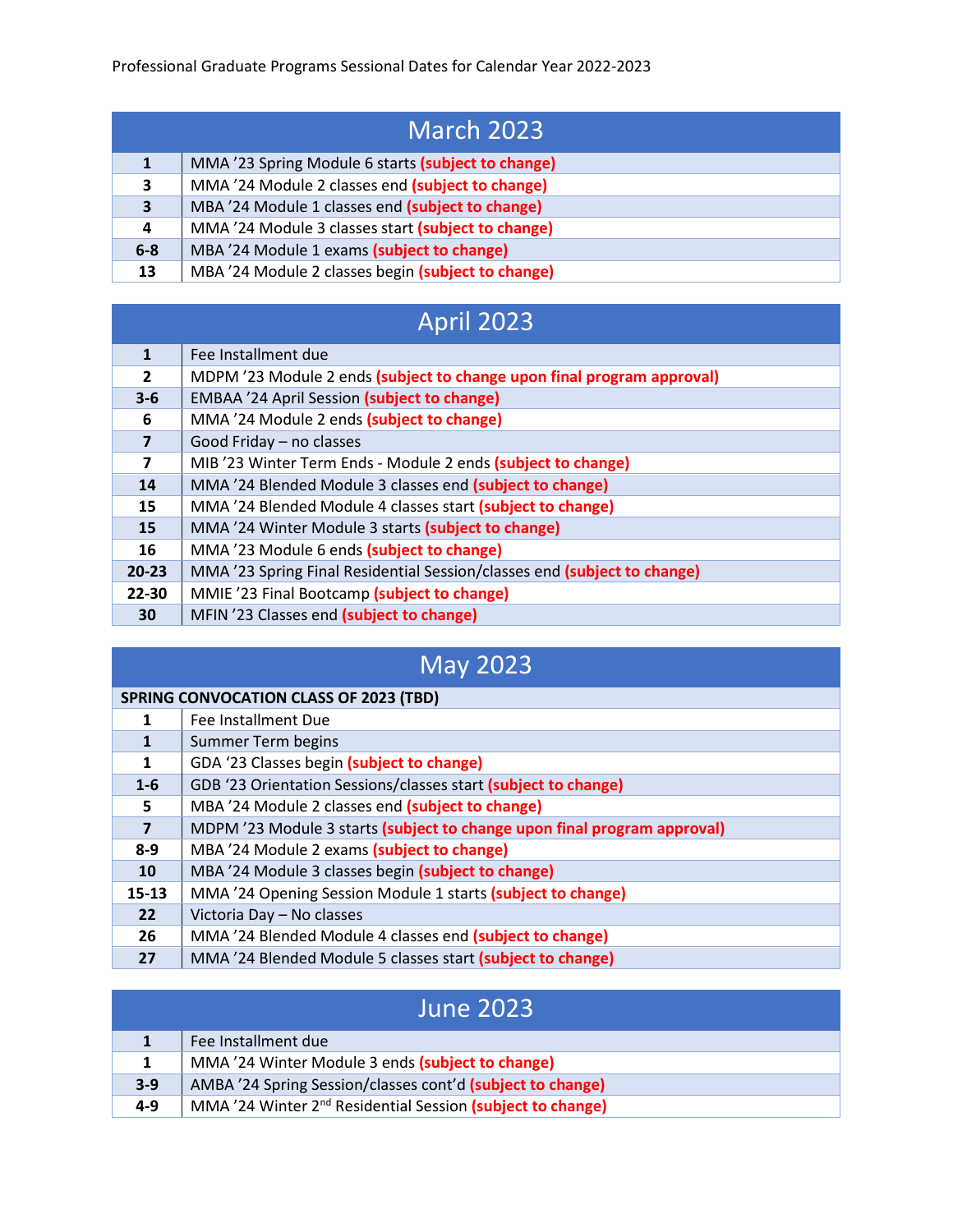Professional Graduate Programs Sessional Dates for Calendar Year 2022-2023

| March 2023 | |
|---|---|
| 1 | MMA ’23 Spring Module 6 starts **(subject to change)** |
| 3 | MMA ’24 Module 2 classes end **(subject to change)** |
| 3 | MBA ’24 Module 1 classes end **(subject to change)** |
| 4 | MMA ’24 Module 3 classes start **(subject to change)** |
| 6-8 | MBA ’24 Module 1 exams **(subject to change)** |
| 13 | MBA ’24 Module 2 classes begin **(subject to change)** |

| April 2023 | |
|---|---|
| 1 | Fee Installment due |
| 2 | MDPM ’23 Module 2 ends **(subject to change upon final program approval)** |
| 3-6 | EMBAA ’24 April Session **(subject to change)** |
| 6 | MMA ’24 Module 2 ends **(subject to change)** |
| 7 | Good Friday – no classes |
| 7 | MIB ’23 Winter Term Ends - Module 2 ends **(subject to change)** |
| 14 | MMA ’24 Blended Module 3 classes end **(subject to change)** |
| 15 | MMA ’24 Blended Module 4 classes start **(subject to change)** |
| 15 | MMA ’24 Winter Module 3 starts **(subject to change)** |
| 16 | MMA ’23 Module 6 ends **(subject to change)** |
| 20-23 | MMA ’23 Spring Final Residential Session/classes end **(subject to change)** |
| 22-30 | MMIE ’23 Final Bootcamp **(subject to change)** |
| 30 | MFIN ’23 Classes end **(subject to change)** |

| May 2023 | |
|---|---|
| **SPRING CONVOCATION CLASS OF 2023 (TBD)** | |
| 1 | Fee Installment Due |
| 1 | Summer Term begins |
| 1 | GDA ’23 Classes begin **(subject to change)** |
| 1-6 | GDB ’23 Orientation Sessions/classes start **(subject to change)** |
| 5 | MBA ’24 Module 2 classes end **(subject to change)** |
| 7 | MDPM ’23 Module 3 starts **(subject to change upon final program approval)** |
| 8-9 | MBA ’24 Module 2 exams **(subject to change)** |
| 10 | MBA ’24 Module 3 classes begin **(subject to change)** |
| 15-13 | MMA ’24 Opening Session Module 1 starts **(subject to change)** |
| 22 | Victoria Day – No classes |
| 26 | MMA ’24 Blended Module 4 classes end **(subject to change)** |
| 27 | MMA ’24 Blended Module 5 classes start **(subject to change)** |

| June 2023 | |
|---|---|
| 1 | Fee Installment due |
| 1 | MMA ’24 Winter Module 3 ends **(subject to change)** |
| 3-9 | AMBA ’24 Spring Session/classes cont’d **(subject to change)** |
| 4-9 | MMA ’24 Winter 2nd Residential Session **(subject to change)** |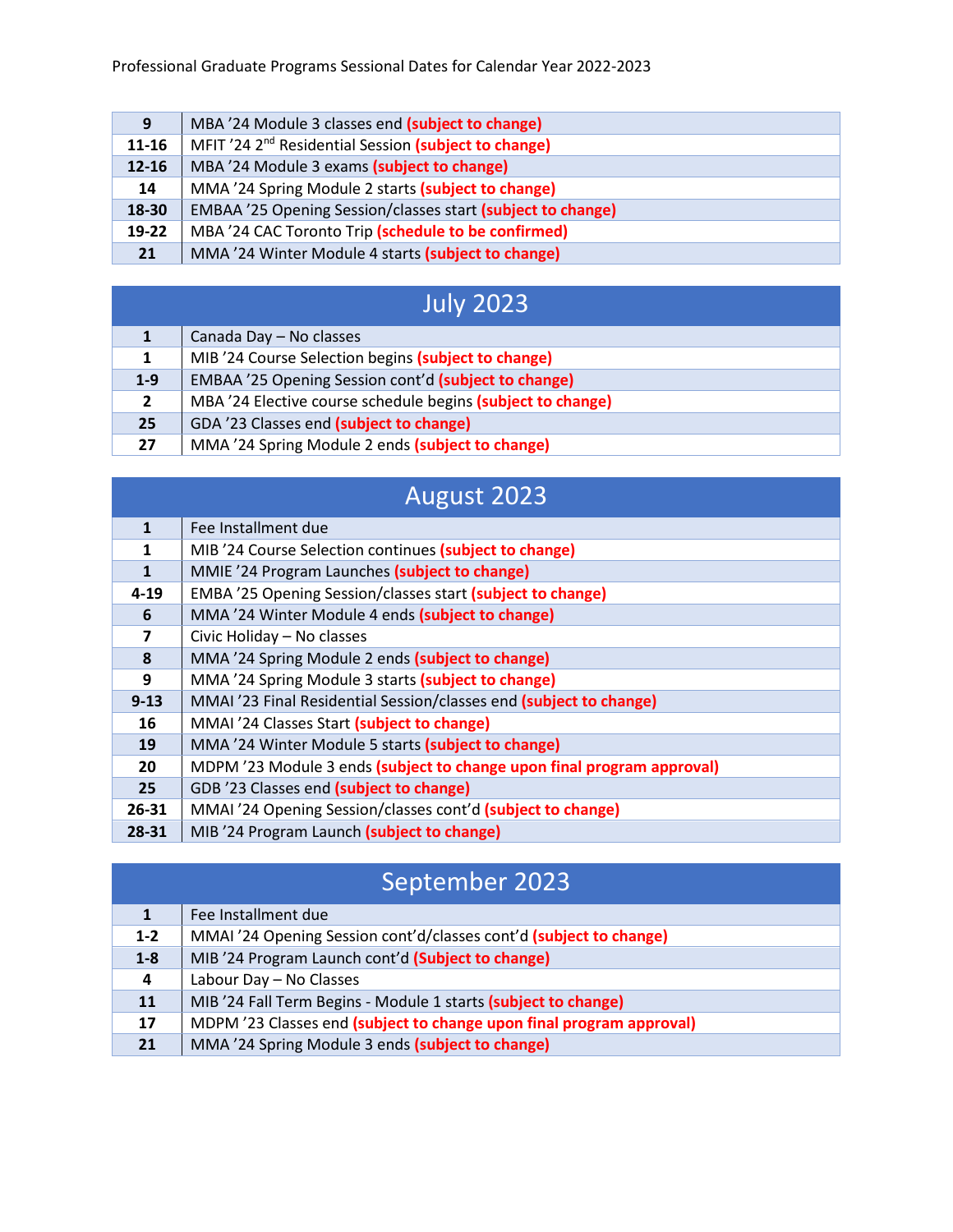Professional Graduate Programs Sessional Dates for Calendar Year 2022-2023

| | |
|---|---|
| **9** | MBA '24 Module 3 classes end **(subject to change)** |
| **11-16** | MFIT '24 2nd Residential Session **(subject to change)** |
| **12-16** | MBA '24 Module 3 exams **(subject to change)** |
| **14** | MMA '24 Spring Module 2 starts **(subject to change)** |
| **18-30** | EMBAA '25 Opening Session/classes start **(subject to change)** |
| **19-22** | MBA '24 CAC Toronto Trip **(schedule to be confirmed)** |
| **21** | MMA '24 Winter Module 4 starts **(subject to change)** |

## July 2023

| | |
|---|---|
| **1** | Canada Day – No classes |
| **1** | MIB '24 Course Selection begins **(subject to change)** |
| **1-9** | EMBAA '25 Opening Session cont'd **(subject to change)** |
| **2** | MBA '24 Elective course schedule begins **(subject to change)** |
| **25** | GDA '23 Classes end **(subject to change)** |
| **27** | MMA '24 Spring Module 2 ends **(subject to change)** |

## August 2023

| | |
|---|---|
| **1** | Fee Installment due |
| **1** | MIB '24 Course Selection continues **(subject to change)** |
| **1** | MMIE '24 Program Launches **(subject to change)** |
| **4-19** | EMBA '25 Opening Session/classes start **(subject to change)** |
| **6** | MMA '24 Winter Module 4 ends **(subject to change)** |
| **7** | Civic Holiday – No classes |
| **8** | MMA '24 Spring Module 2 ends **(subject to change)** |
| **9** | MMA '24 Spring Module 3 starts **(subject to change)** |
| **9-13** | MMAI '23 Final Residential Session/classes end **(subject to change)** |
| **16** | MMAI '24 Classes Start **(subject to change)** |
| **19** | MMA '24 Winter Module 5 starts **(subject to change)** |
| **20** | MDPM '23 Module 3 ends **(subject to change upon final program approval)** |
| **25** | GDB '23 Classes end **(subject to change)** |
| **26-31** | MMAI '24 Opening Session/classes cont'd **(subject to change)** |
| **28-31** | MIB '24 Program Launch **(subject to change)** |

## September 2023

| | |
|---|---|
| **1** | Fee Installment due |
| **1-2** | MMAI '24 Opening Session cont'd/classes cont'd **(subject to change)** |
| **1-8** | MIB '24 Program Launch cont'd **(Subject to change)** |
| **4** | Labour Day – No Classes |
| **11** | MIB '24 Fall Term Begins - Module 1 starts **(subject to change)** |
| **17** | MDPM '23 Classes end **(subject to change upon final program approval)** |
| **21** | MMA '24 Spring Module 3 ends **(subject to change)** |